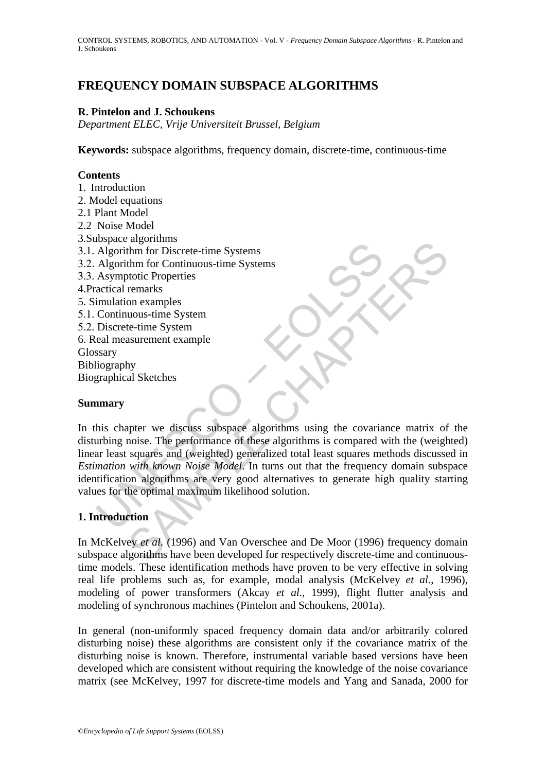# FREQUENCY DOMAIN SUBSPACE ALGORITHMS

**R. Pintelon and J. Schoukens**

*Department ELEC, Vrije Universiteit Brussel, Belgium*

**Keywords:** subspace algorithms, frequency domain, discrete-time, continuous-time

**Contents**

1. Introduction
2. Model equations
2.1 Plant Model
2.2 Noise Model
3. Subspace algorithms
3.1. Algorithm for Discrete-time Systems
3.2. Algorithm for Continuous-time Systems
3.3. Asymptotic Properties
4. Practical remarks
5. Simulation examples
5.1. Continuous-time System
5.2. Discrete-time System
6. Real measurement example

Glossary
Bibliography
Biographical Sketches

**Summary**

In this chapter we discuss subspace algorithms using the covariance matrix of the disturbing noise. The performance of these algorithms is compared with the (weighted) linear least squares and (weighted) generalized total least squares methods discussed in *Estimation with known Noise Model*. In turns out that the frequency domain subspace identification algorithms are very good alternatives to generate high quality starting values for the optimal maximum likelihood solution.

## 1. Introduction

In McKelvey *et al.* (1996) and Van Overschee and De Moor (1996) frequency domain subspace algorithms have been developed for respectively discrete-time and continuous-time models. These identification methods have proven to be very effective in solving real life problems such as, for example, modal analysis (McKelvey *et al.*, 1996), modeling of power transformers (Akcay *et al.*, 1999), flight flutter analysis and modeling of synchronous machines (Pintelon and Schoukens, 2001a).

In general (non-uniformly spaced frequency domain data and/or arbitrarily colored disturbing noise) these algorithms are consistent only if the covariance matrix of the disturbing noise is known. Therefore, instrumental variable based versions have been developed which are consistent without requiring the knowledge of the noise covariance matrix (see McKelvey, 1997 for discrete-time models and Yang and Sanada, 2000 for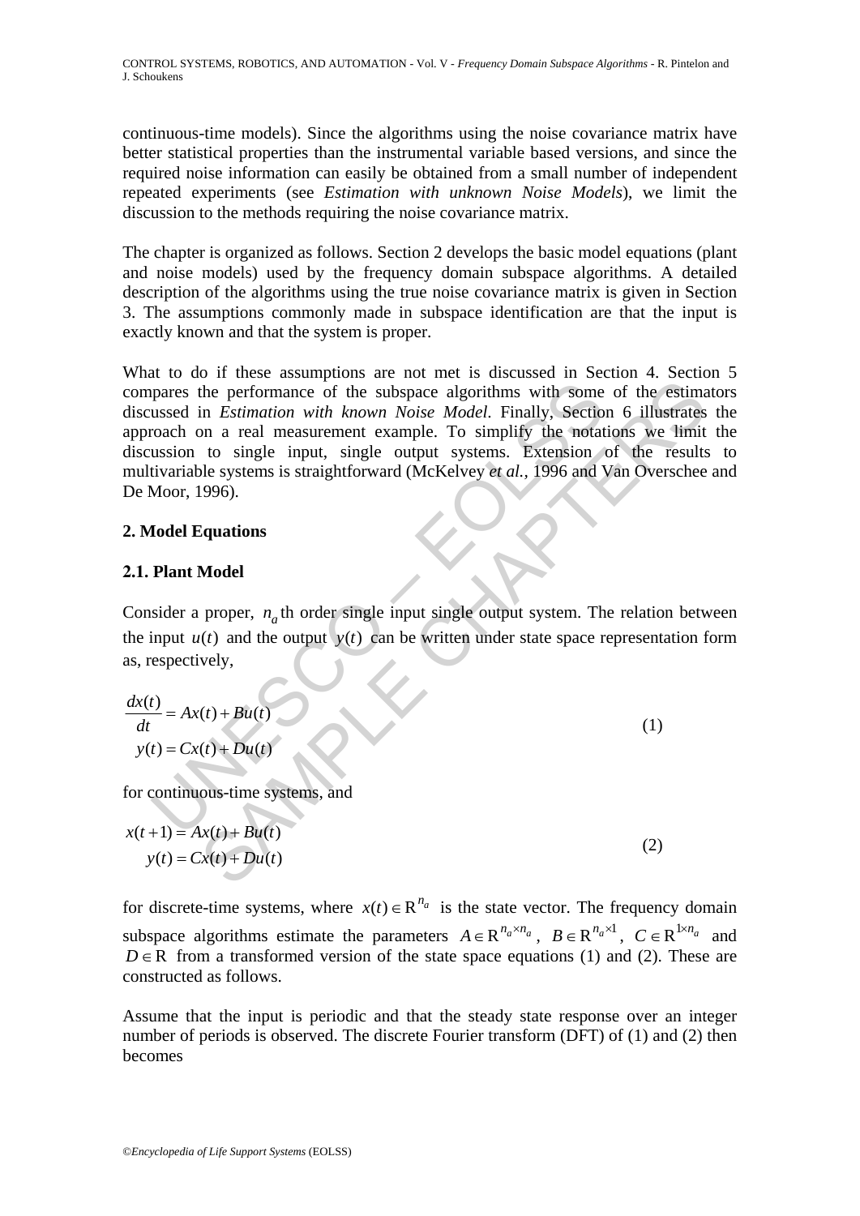continuous-time models). Since the algorithms using the noise covariance matrix have better statistical properties than the instrumental variable based versions, and since the required noise information can easily be obtained from a small number of independent repeated experiments (see *Estimation with unknown Noise Models*), we limit the discussion to the methods requiring the noise covariance matrix.

The chapter is organized as follows. Section 2 develops the basic model equations (plant and noise models) used by the frequency domain subspace algorithms. A detailed description of the algorithms using the true noise covariance matrix is given in Section 3. The assumptions commonly made in subspace identification are that the input is exactly known and that the system is proper.

What to do if these assumptions are not met is discussed in Section 4. Section 5 compares the performance of the subspace algorithms with some of the estimators discussed in *Estimation with known Noise Model*. Finally, Section 6 illustrates the approach on a real measurement example. To simplify the notations we limit the discussion to single input, single output systems. Extension of the results to multivariable systems is straightforward (McKelvey *et al.*, 1996 and Van Overschee and De Moor, 1996).

## 2. Model Equations

### 2.1. Plant Model

Consider a proper, $n_a$th order single input single output system. The relation between the input $u(t)$ and the output $y(t)$ can be written under state space representation form as, respectively,

$$\begin{aligned} \frac{dx(t)}{dt} &= Ax(t) + Bu(t) \\ y(t) &= Cx(t) + Du(t) \end{aligned} \tag{1}$$

for continuous-time systems, and

$$\begin{aligned} x(t+1) &= Ax(t) + Bu(t) \\ y(t) &= Cx(t) + Du(t) \end{aligned} \tag{2}$$

for discrete-time systems, where $x(t) \in \mathbb{R}^{n_a}$ is the state vector. The frequency domain subspace algorithms estimate the parameters $A \in \mathbb{R}^{n_a \times n_a}$, $B \in \mathbb{R}^{n_a \times 1}$, $C \in \mathbb{R}^{1 \times n_a}$ and $D \in \mathbb{R}$ from a transformed version of the state space equations (1) and (2). These are constructed as follows.

Assume that the input is periodic and that the steady state response over an integer number of periods is observed. The discrete Fourier transform (DFT) of (1) and (2) then becomes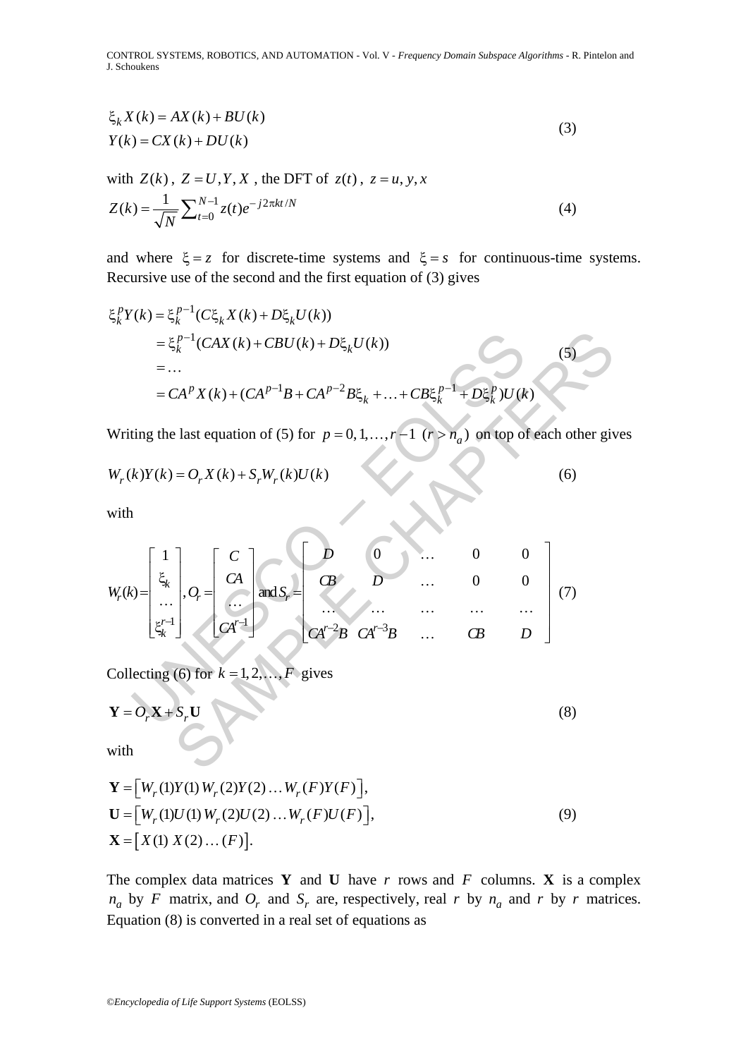$$
\begin{aligned}
\xi_k X(k) &= AX(k) + BU(k) \\
Y(k) &= CX(k) + DU(k)
\end{aligned}
\tag{3}
$$

with $Z(k)$, $Z = U, Y, X$, the DFT of $z(t)$, $z = u, y, x$

$$
Z(k) = \frac{1}{\sqrt{N}} \sum_{t=0}^{N-1} z(t) e^{-j2\pi kt/N} \tag{4}
$$

and where $\xi = z$ for discrete-time systems and $\xi = s$ for continuous-time systems. Recursive use of the second and the first equation of (3) gives

$$
\begin{aligned}
\xi_k^p Y(k) &= \xi_k^{p-1}(C\xi_k X(k) + D\xi_k U(k)) \\
&= \xi_k^{p-1}(CAX(k) + CBU(k) + D\xi_k U(k)) \\
&= \ldots \\
&= CA^p X(k) + (CA^{p-1}B + CA^{p-2}B\xi_k + \ldots + CB\xi_k^{p-1} + D\xi_k^p)U(k)
\end{aligned}
\tag{5}
$$

Writing the last equation of (5) for $p = 0, 1, \ldots, r-1$ $(r > n_a)$ on top of each other gives

$$
W_r(k)Y(k) = O_r X(k) + S_r W_r(k) U(k) \tag{6}
$$

with

$$
W_r(k) = \begin{bmatrix} 1 \\ \xi_k \\ \ldots \\ \xi_k^{r-1} \end{bmatrix}, O_r = \begin{bmatrix} C \\ CA \\ \ldots \\ CA^{r-1} \end{bmatrix} \text{ and } S_r = \begin{bmatrix} D & 0 & \ldots & 0 & 0 \\ CB & D & \ldots & 0 & 0 \\ \ldots & \ldots & \ldots & \ldots & \ldots \\ CA^{r-2}B & CA^{r-3}B & \ldots & CB & D \end{bmatrix} \tag{7}
$$

Collecting (6) for $k = 1, 2, \ldots, F$ gives

$$
\mathbf{Y} = O_r \mathbf{X} + S_r \mathbf{U} \tag{8}
$$

with

$$
\begin{aligned}
\mathbf{Y} &= \left[ W_r(1)Y(1)\, W_r(2)Y(2) \ldots W_r(F)Y(F) \right], \\
\mathbf{U} &= \left[ W_r(1)U(1)\, W_r(2)U(2) \ldots W_r(F)U(F) \right], \\
\mathbf{X} &= \left[ X(1)\ X(2) \ldots (F) \right].
\end{aligned}
\tag{9}
$$

The complex data matrices $\mathbf{Y}$ and $\mathbf{U}$ have $r$ rows and $F$ columns. $\mathbf{X}$ is a complex $n_a$ by $F$ matrix, and $O_r$ and $S_r$ are, respectively, real $r$ by $n_a$ and $r$ by $r$ matrices. Equation (8) is converted in a real set of equations as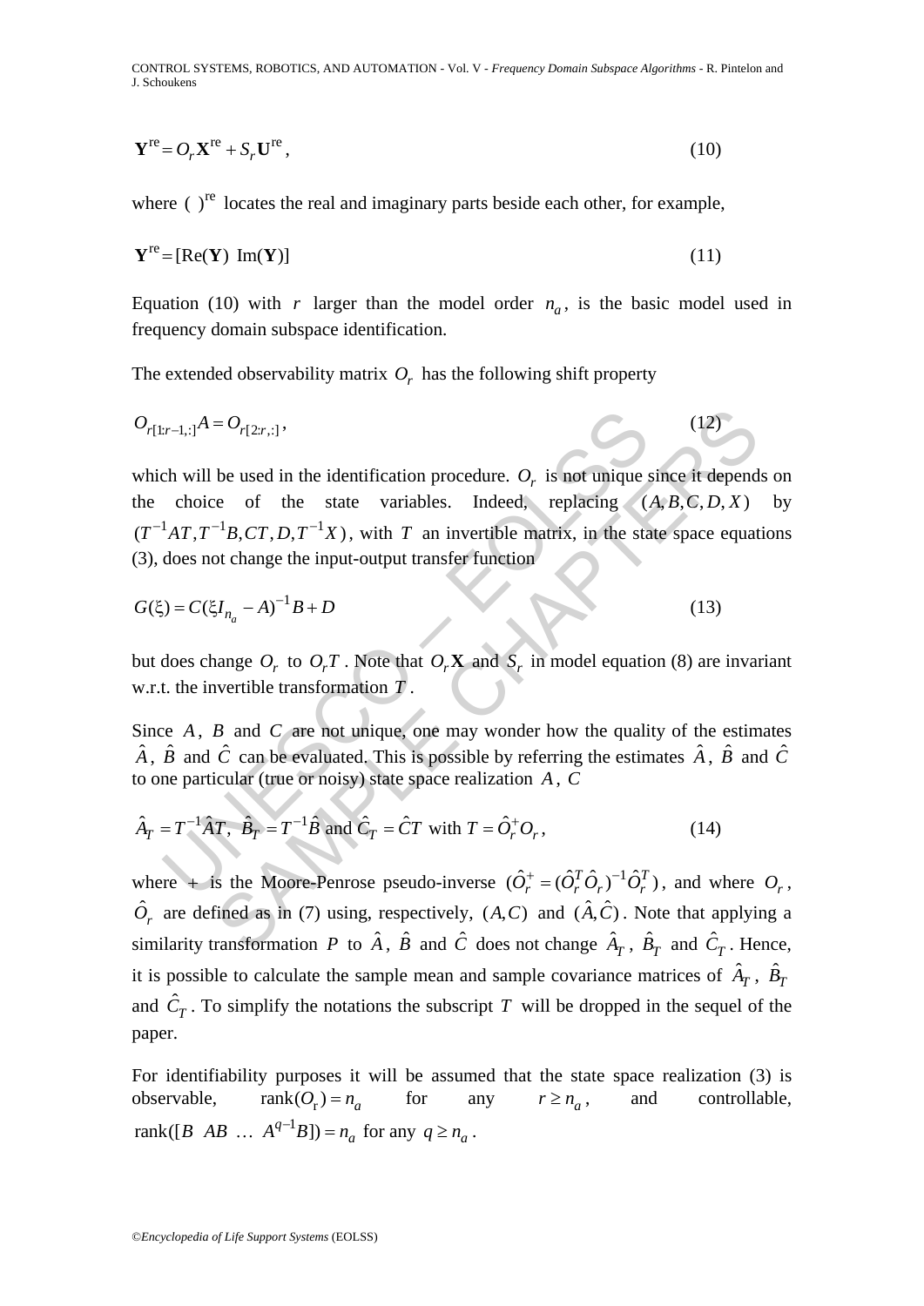$$\mathbf{Y}^{\text{re}} = O_r \mathbf{X}^{\text{re}} + S_r \mathbf{U}^{\text{re}}, \tag{10}$$

where $(\ )^{\text{re}}$ locates the real and imaginary parts beside each other, for example,

$$\mathbf{Y}^{\text{re}} = [\text{Re}(\mathbf{Y})\ \ \text{Im}(\mathbf{Y})] \tag{11}$$

Equation (10) with $r$ larger than the model order $n_a$, is the basic model used in frequency domain subspace identification.

The extended observability matrix $O_r$ has the following shift property

$$O_{r[1:r-1,:]} A = O_{r[2:r,:]}, \tag{12}$$

which will be used in the identification procedure. $O_r$ is not unique since it depends on the choice of the state variables. Indeed, replacing $(A, B, C, D, X)$ by $(T^{-1}AT, T^{-1}B, CT, D, T^{-1}X)$, with $T$ an invertible matrix, in the state space equations (3), does not change the input-output transfer function

$$G(\xi) = C(\xi I_{n_a} - A)^{-1} B + D \tag{13}$$

but does change $O_r$ to $O_r T$. Note that $O_r \mathbf{X}$ and $S_r$ in model equation (8) are invariant w.r.t. the invertible transformation $T$.

Since $A$, $B$ and $C$ are not unique, one may wonder how the quality of the estimates $\hat{A}$, $\hat{B}$ and $\hat{C}$ can be evaluated. This is possible by referring the estimates $\hat{A}$, $\hat{B}$ and $\hat{C}$ to one particular (true or noisy) state space realization $A$, $C$

$$\hat{A}_T = T^{-1}\hat{A}T,\ \hat{B}_T = T^{-1}\hat{B} \text{ and } \hat{C}_T = \hat{C}T \text{ with } T = \hat{O}_r^{+} O_r, \tag{14}$$

where $+$ is the Moore-Penrose pseudo-inverse $(\hat{O}_r^{+} = (\hat{O}_r^T \hat{O}_r)^{-1} \hat{O}_r^T)$, and where $O_r$, $\hat{O}_r$ are defined as in (7) using, respectively, $(A, C)$ and $(\hat{A}, \hat{C})$. Note that applying a similarity transformation $P$ to $\hat{A}$, $\hat{B}$ and $\hat{C}$ does not change $\hat{A}_T$, $\hat{B}_T$ and $\hat{C}_T$. Hence, it is possible to calculate the sample mean and sample covariance matrices of $\hat{A}_T$, $\hat{B}_T$ and $\hat{C}_T$. To simplify the notations the subscript $T$ will be dropped in the sequel of the paper.

For identifiability purposes it will be assumed that the state space realization (3) is observable, $\text{rank}(O_r) = n_a$ for any $r \geq n_a$, and controllable, $\text{rank}([B\ \ AB\ \ \ldots\ \ A^{q-1}B]) = n_a$ for any $q \geq n_a$.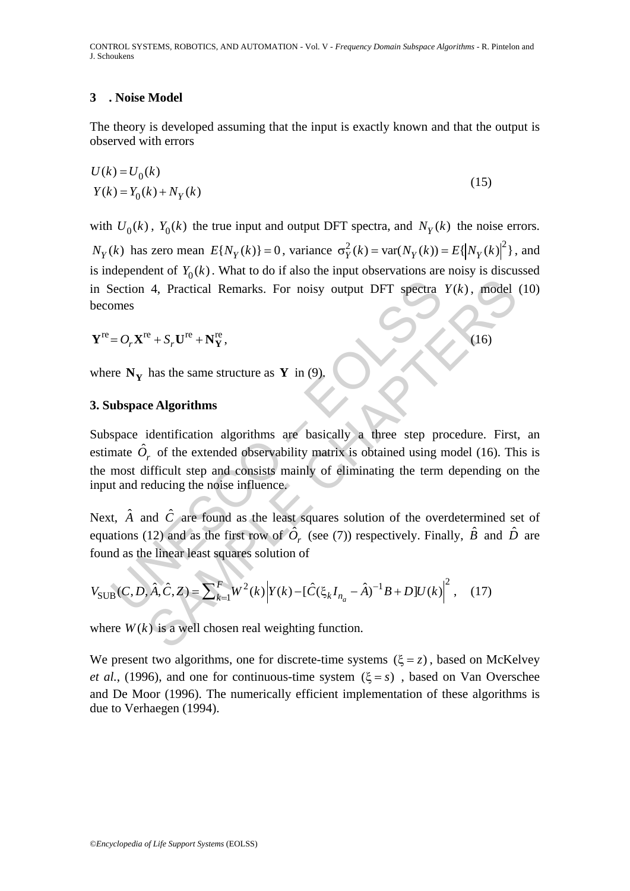### 3 . Noise Model

The theory is developed assuming that the input is exactly known and that the output is observed with errors

$$
\begin{aligned}
U(k) &= U_0(k) \\
Y(k) &= Y_0(k) + N_Y(k)
\end{aligned}
\tag{15}
$$

with $U_0(k)$, $Y_0(k)$ the true input and output DFT spectra, and $N_Y(k)$ the noise errors. $N_Y(k)$ has zero mean $E\{N_Y(k)\} = 0$, variance $\sigma_Y^2(k) = \text{var}(N_Y(k)) = E\{|N_Y(k)|^2\}$, and is independent of $Y_0(k)$. What to do if also the input observations are noisy is discussed in Section 4, Practical Remarks. For noisy output DFT spectra $Y(k)$, model (10) becomes

$$
\mathbf{Y}^{\text{re}} = O_r \mathbf{X}^{\text{re}} + S_r \mathbf{U}^{\text{re}} + \mathbf{N}_{\mathbf{Y}}^{\text{re}},
\tag{16}
$$

where $\mathbf{N_Y}$ has the same structure as $\mathbf{Y}$ in (9).

### 3. Subspace Algorithms

Subspace identification algorithms are basically a three step procedure. First, an estimate $\hat{O}_r$ of the extended observability matrix is obtained using model (16). This is the most difficult step and consists mainly of eliminating the term depending on the input and reducing the noise influence.

Next, $\hat{A}$ and $\hat{C}$ are found as the least squares solution of the overdetermined set of equations (12) and as the first row of $\hat{O}_r$ (see (7)) respectively. Finally, $\hat{B}$ and $\hat{D}$ are found as the linear least squares solution of

$$
V_{\text{SUB}}(C, D, \hat{A}, \hat{C}, Z) = \sum_{k=1}^{F} W^2(k) \left| Y(k) - [\hat{C}(\xi_k I_{n_a} - \hat{A})^{-1} B + D] U(k) \right|^2 ,
\tag{17}
$$

where $W(k)$ is a well chosen real weighting function.

We present two algorithms, one for discrete-time systems $(\xi = z)$, based on McKelvey *et al.*, (1996), and one for continuous-time system $(\xi = s)$ , based on Van Overschee and De Moor (1996). The numerically efficient implementation of these algorithms is due to Verhaegen (1994).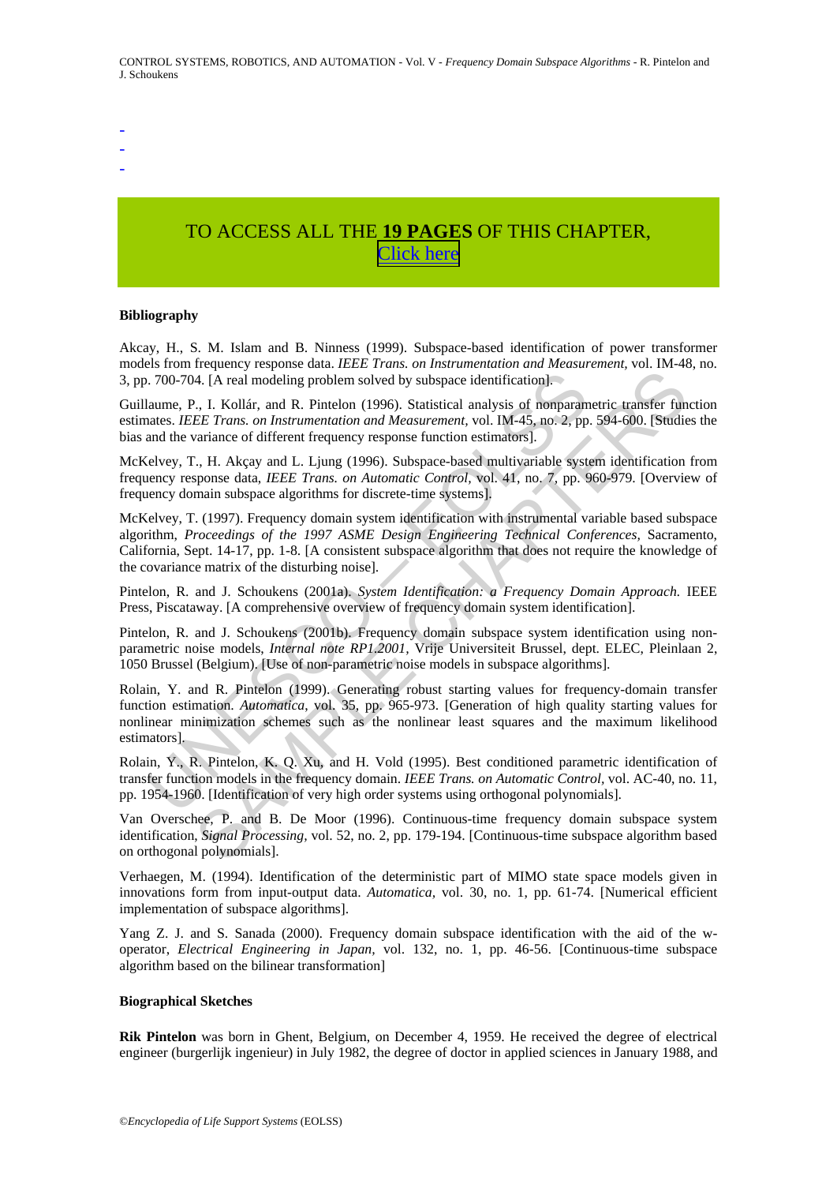-
-
-

TO ACCESS ALL THE **19 PAGES** OF THIS CHAPTER, Click here

**Bibliography**

Akcay, H., S. M. Islam and B. Ninness (1999). Subspace-based identification of power transformer models from frequency response data. *IEEE Trans. on Instrumentation and Measurement*, vol. IM-48, no. 3, pp. 700-704. [A real modeling problem solved by subspace identification].

Guillaume, P., I. Kollár, and R. Pintelon (1996). Statistical analysis of nonparametric transfer function estimates. *IEEE Trans. on Instrumentation and Measurement*, vol. IM-45, no. 2, pp. 594-600. [Studies the bias and the variance of different frequency response function estimators].

McKelvey, T., H. Akçay and L. Ljung (1996). Subspace-based multivariable system identification from frequency response data, *IEEE Trans. on Automatic Control*, vol. 41, no. 7, pp. 960-979. [Overview of frequency domain subspace algorithms for discrete-time systems].

McKelvey, T. (1997). Frequency domain system identification with instrumental variable based subspace algorithm, *Proceedings of the 1997 ASME Design Engineering Technical Conferences*, Sacramento, California, Sept. 14-17, pp. 1-8. [A consistent subspace algorithm that does not require the knowledge of the covariance matrix of the disturbing noise].

Pintelon, R. and J. Schoukens (2001a). *System Identification: a Frequency Domain Approach*. IEEE Press, Piscataway. [A comprehensive overview of frequency domain system identification].

Pintelon, R. and J. Schoukens (2001b). Frequency domain subspace system identification using non-parametric noise models, *Internal note RP1.2001*, Vrije Universiteit Brussel, dept. ELEC, Pleinlaan 2, 1050 Brussel (Belgium). [Use of non-parametric noise models in subspace algorithms].

Rolain, Y. and R. Pintelon (1999). Generating robust starting values for frequency-domain transfer function estimation. *Automatica*, vol. 35, pp. 965-973. [Generation of high quality starting values for nonlinear minimization schemes such as the nonlinear least squares and the maximum likelihood estimators].

Rolain, Y., R. Pintelon, K. Q. Xu, and H. Vold (1995). Best conditioned parametric identification of transfer function models in the frequency domain. *IEEE Trans. on Automatic Control*, vol. AC-40, no. 11, pp. 1954-1960. [Identification of very high order systems using orthogonal polynomials].

Van Overschee, P. and B. De Moor (1996). Continuous-time frequency domain subspace system identification, *Signal Processing*, vol. 52, no. 2, pp. 179-194. [Continuous-time subspace algorithm based on orthogonal polynomials].

Verhaegen, M. (1994). Identification of the deterministic part of MIMO state space models given in innovations form from input-output data. *Automatica*, vol. 30, no. 1, pp. 61-74. [Numerical efficient implementation of subspace algorithms].

Yang Z. J. and S. Sanada (2000). Frequency domain subspace identification with the aid of the w-operator, *Electrical Engineering in Japan*, vol. 132, no. 1, pp. 46-56. [Continuous-time subspace algorithm based on the bilinear transformation]

**Biographical Sketches**

**Rik Pintelon** was born in Ghent, Belgium, on December 4, 1959. He received the degree of electrical engineer (burgerlijk ingenieur) in July 1982, the degree of doctor in applied sciences in January 1988, and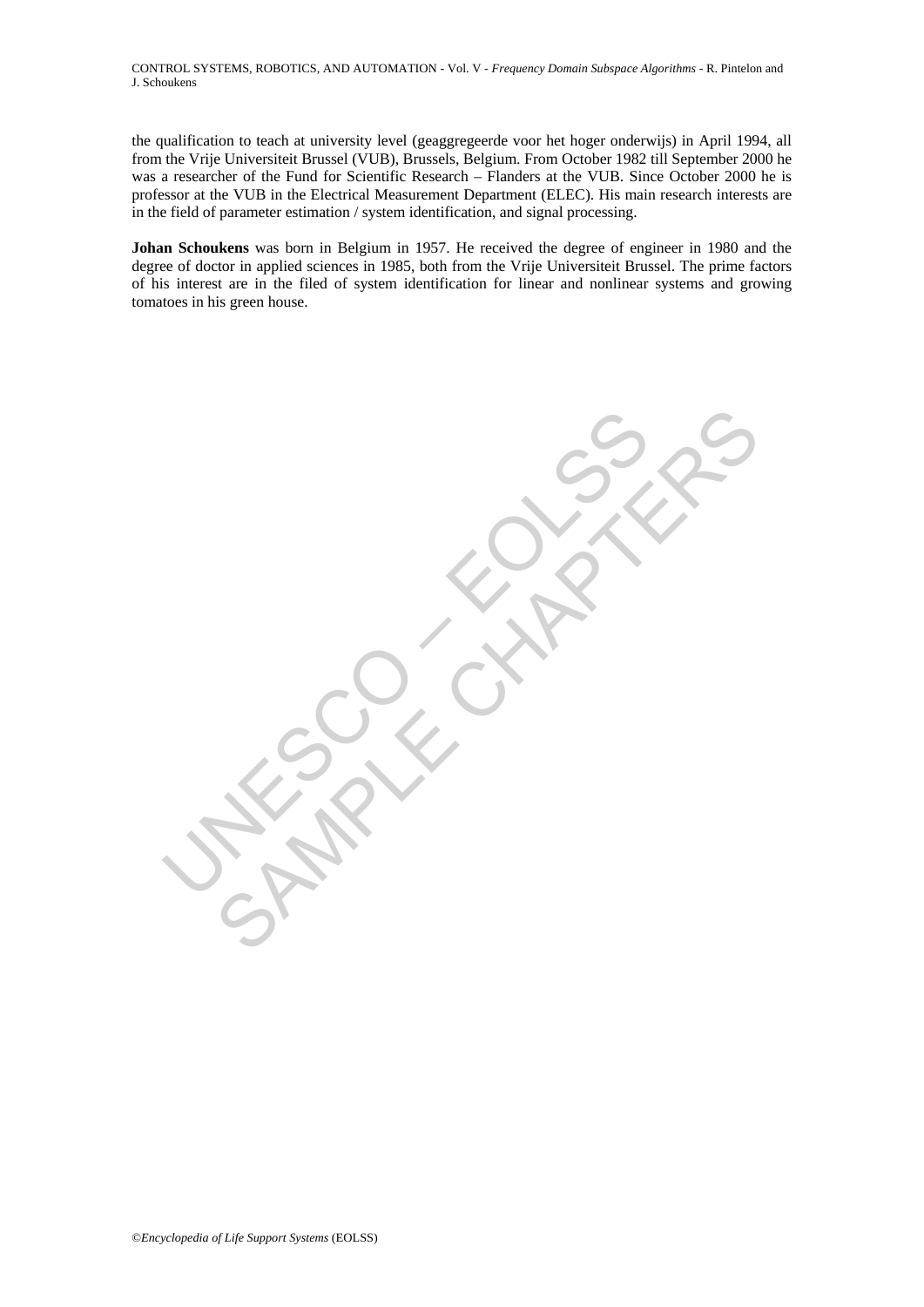the qualification to teach at university level (geaggregeerde voor het hoger onderwijs) in April 1994, all from the Vrije Universiteit Brussel (VUB), Brussels, Belgium. From October 1982 till September 2000 he was a researcher of the Fund for Scientific Research – Flanders at the VUB. Since October 2000 he is professor at the VUB in the Electrical Measurement Department (ELEC). His main research interests are in the field of parameter estimation / system identification, and signal processing.

**Johan Schoukens** was born in Belgium in 1957. He received the degree of engineer in 1980 and the degree of doctor in applied sciences in 1985, both from the Vrije Universiteit Brussel. The prime factors of his interest are in the filed of system identification for linear and nonlinear systems and growing tomatoes in his green house.